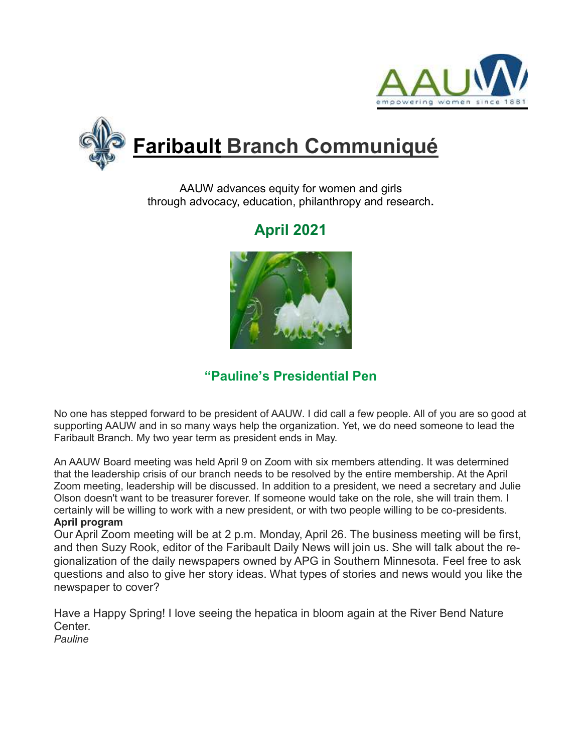# Faribault Branch Communiqué

AAUW advances equity for women and girls
through advocacy, education, philanthropy and research**.**

## April 2021

## “Pauline’s Presidential Pen

No one has stepped forward to be president of AAUW. I did call a few people. All of you are so good at supporting AAUW and in so many ways help the organization. Yet, we do need someone to lead the Faribault Branch. My two year term as president ends in May.

An AAUW Board meeting was held April 9 on Zoom with six members attending. It was determined that the leadership crisis of our branch needs to be resolved by the entire membership. At the April Zoom meeting, leadership will be discussed. In addition to a president, we need a secretary and Julie Olson doesn't want to be treasurer forever. If someone would take on the role, she will train them. I certainly will be willing to work with a new president, or with two people willing to be co-presidents.

**April program**

Our April Zoom meeting will be at 2 p.m. Monday, April 26. The business meeting will be first, and then Suzy Rook, editor of the Faribault Daily News will join us. She will talk about the re-gionalization of the daily newspapers owned by APG in Southern Minnesota. Feel free to ask questions and also to give her story ideas. What types of stories and news would you like the newspaper to cover?

Have a Happy Spring! I love seeing the hepatica in bloom again at the River Bend Nature Center.

*Pauline*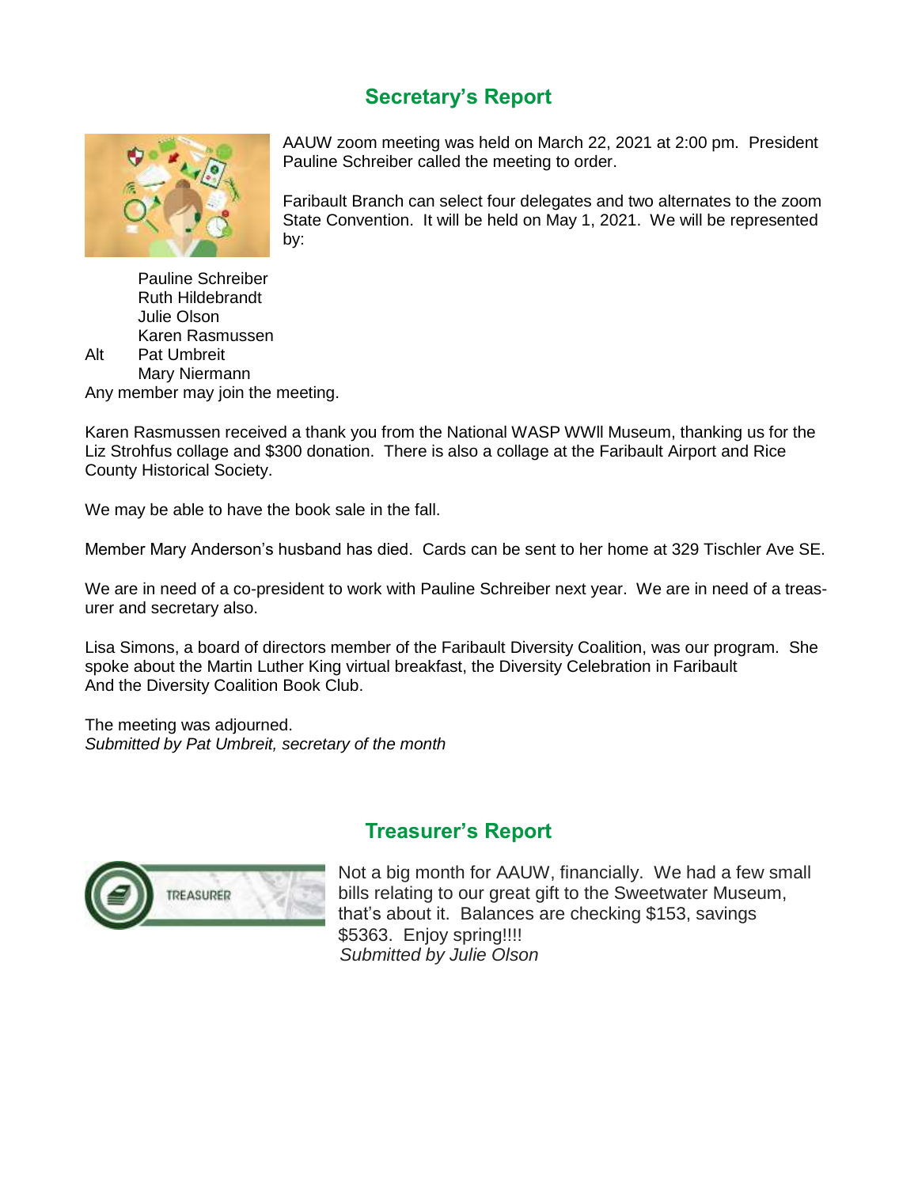## Secretary's Report

AAUW zoom meeting was held on March 22, 2021 at 2:00 pm. President Pauline Schreiber called the meeting to order.

Faribault Branch can select four delegates and two alternates to the zoom State Convention. It will be held on May 1, 2021. We will be represented by:

Pauline Schreiber
Ruth Hildebrandt
Julie Olson
Karen Rasmussen
Alt Pat Umbreit
Mary Niermann

Any member may join the meeting.

Karen Rasmussen received a thank you from the National WASP WWII Museum, thanking us for the Liz Strohfus collage and $300 donation. There is also a collage at the Faribault Airport and Rice County Historical Society.

We may be able to have the book sale in the fall.

Member Mary Anderson's husband has died. Cards can be sent to her home at 329 Tischler Ave SE.

We are in need of a co-president to work with Pauline Schreiber next year. We are in need of a treasurer and secretary also.

Lisa Simons, a board of directors member of the Faribault Diversity Coalition, was our program. She spoke about the Martin Luther King virtual breakfast, the Diversity Celebration in Faribault And the Diversity Coalition Book Club.

The meeting was adjourned.
*Submitted by Pat Umbreit, secretary of the month*

## Treasurer's Report

Not a big month for AAUW, financially. We had a few small bills relating to our great gift to the Sweetwater Museum, that's about it. Balances are checking $153, savings $5363. Enjoy spring!!!!
*Submitted by Julie Olson*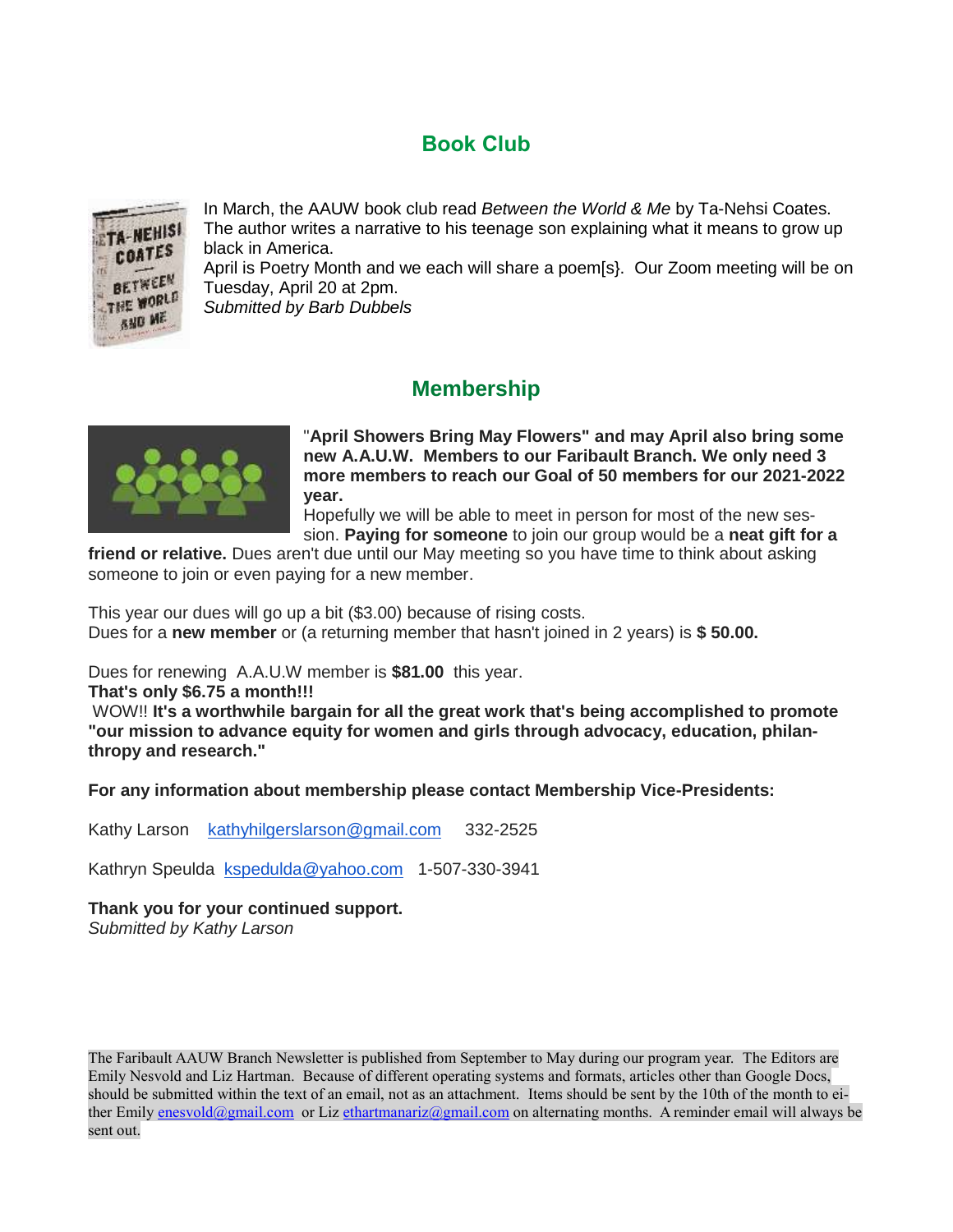## Book Club

In March, the AAUW book club read *Between the World & Me* by Ta-Nehsi Coates. The author writes a narrative to his teenage son explaining what it means to grow up black in America.

April is Poetry Month and we each will share a poem[s}. Our Zoom meeting will be on Tuesday, April 20 at 2pm.

*Submitted by Barb Dubbels*

## Membership

"**April Showers Bring May Flowers" and may April also bring some new A.A.U.W. Members to our Faribault Branch. We only need 3 more members to reach our Goal of 50 members for our 2021-2022 year.**

Hopefully we will be able to meet in person for most of the new session. **Paying for someone** to join our group would be a **neat gift for a friend or relative.** Dues aren't due until our May meeting so you have time to think about asking someone to join or even paying for a new member.

This year our dues will go up a bit ($3.00) because of rising costs.
Dues for a **new member** or (a returning member that hasn't joined in 2 years) is **$ 50.00.**

Dues for renewing A.A.U.W member is **$81.00** this year.
**That's only $6.75 a month!!!**
WOW!! **It's a worthwhile bargain for all the great work that's being accomplished to promote "our mission to advance equity for women and girls through advocacy, education, philanthropy and research."**

**For any information about membership please contact Membership Vice-Presidents:**

Kathy Larson kathyhilgerslarson@gmail.com 332-2525

Kathryn Speulda kspedulda@yahoo.com 1-507-330-3941

**Thank you for your continued support.**
*Submitted by Kathy Larson*

The Faribault AAUW Branch Newsletter is published from September to May during our program year. The Editors are Emily Nesvold and Liz Hartman. Because of different operating systems and formats, articles other than Google Docs, should be submitted within the text of an email, not as an attachment. Items should be sent by the 10th of the month to either Emily enesvold@gmail.com or Liz ethartmanariz@gmail.com on alternating months. A reminder email will always be sent out.